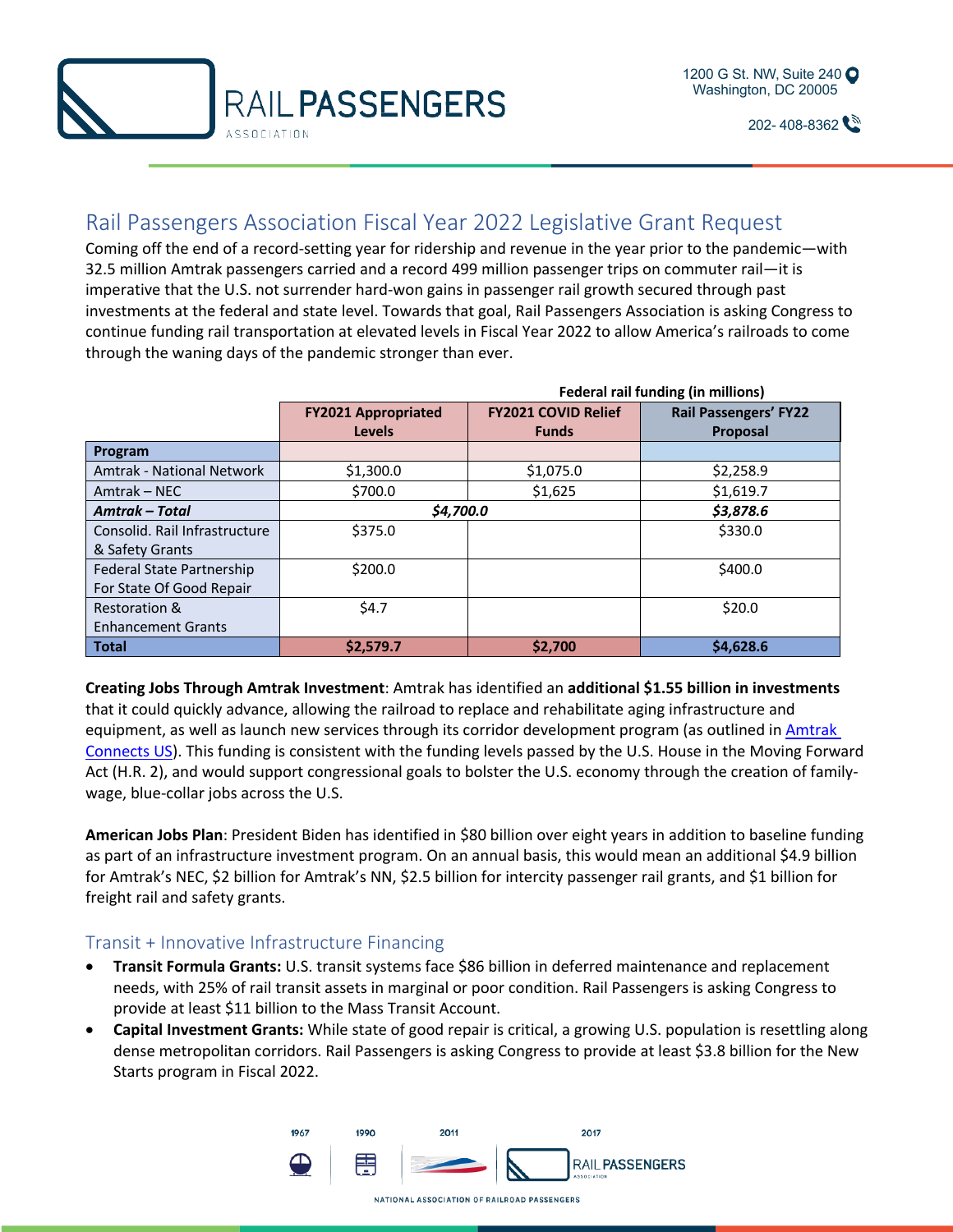# Rail Passengers Association Fiscal Year 2022 Legislative Grant Request

Coming off the end of a record-setting year for ridership and revenue in the year prior to the pandemic—with 32.5 million Amtrak passengers carried and a record 499 million passenger trips on commuter rail—it is imperative that the U.S. not surrender hard-won gains in passenger rail growth secured through past investments at the federal and state level. Towards that goal, Rail Passengers Association is asking Congress to continue funding rail transportation at elevated levels in Fiscal Year 2022 to allow America's railroads to come through the waning days of the pandemic stronger than ever.

| | Federal rail funding (in millions) | | |
|---|---|---|---|
| | **FY2021 Appropriated Levels** | **FY2021 COVID Relief Funds** | **Rail Passengers' FY22 Proposal** |
| **Program** | | | |
| Amtrak - National Network | $1,300.0 | $1,075.0 | $2,258.9 |
| Amtrak – NEC | $700.0 | $1,625 | $1,619.7 |
| ***Amtrak – Total*** | ***$4,700.0*** | | ***$3,878.6*** |
| Consolid. Rail Infrastructure & Safety Grants | $375.0 | | $330.0 |
| Federal State Partnership For State Of Good Repair | $200.0 | | $400.0 |
| Restoration & Enhancement Grants | $4.7 | | $20.0 |
| **Total** | **$2,579.7** | **$2,700** | **$4,628.6** |

**Creating Jobs Through Amtrak Investment**: Amtrak has identified an **additional $1.55 billion in investments** that it could quickly advance, allowing the railroad to replace and rehabilitate aging infrastructure and equipment, as well as launch new services through its corridor development program (as outlined in Amtrak Connects US). This funding is consistent with the funding levels passed by the U.S. House in the Moving Forward Act (H.R. 2), and would support congressional goals to bolster the U.S. economy through the creation of family-wage, blue-collar jobs across the U.S.

**American Jobs Plan**: President Biden has identified in $80 billion over eight years in addition to baseline funding as part of an infrastructure investment program. On an annual basis, this would mean an additional $4.9 billion for Amtrak's NEC, $2 billion for Amtrak's NN, $2.5 billion for intercity passenger rail grants, and $1 billion for freight rail and safety grants.

## Transit + Innovative Infrastructure Financing

- **Transit Formula Grants:** U.S. transit systems face $86 billion in deferred maintenance and replacement needs, with 25% of rail transit assets in marginal or poor condition. Rail Passengers is asking Congress to provide at least $11 billion to the Mass Transit Account.
- **Capital Investment Grants:** While state of good repair is critical, a growing U.S. population is resettling along dense metropolitan corridors. Rail Passengers is asking Congress to provide at least $3.8 billion for the New Starts program in Fiscal 2022.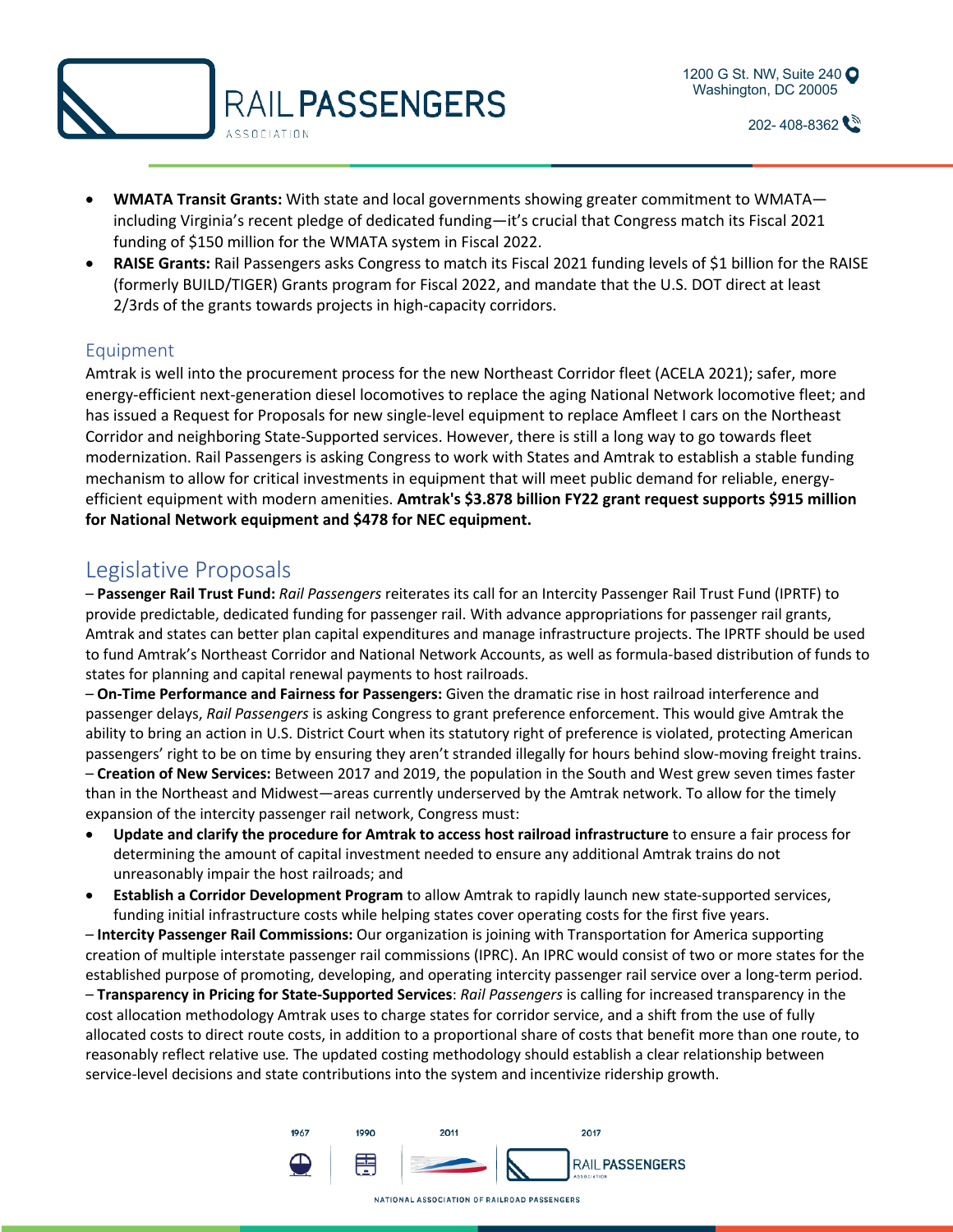- **WMATA Transit Grants:** With state and local governments showing greater commitment to WMATA—including Virginia's recent pledge of dedicated funding—it's crucial that Congress match its Fiscal 2021 funding of $150 million for the WMATA system in Fiscal 2022.
- **RAISE Grants:** Rail Passengers asks Congress to match its Fiscal 2021 funding levels of $1 billion for the RAISE (formerly BUILD/TIGER) Grants program for Fiscal 2022, and mandate that the U.S. DOT direct at least 2/3rds of the grants towards projects in high-capacity corridors.

### Equipment

Amtrak is well into the procurement process for the new Northeast Corridor fleet (ACELA 2021); safer, more energy-efficient next-generation diesel locomotives to replace the aging National Network locomotive fleet; and has issued a Request for Proposals for new single-level equipment to replace Amfleet I cars on the Northeast Corridor and neighboring State-Supported services. However, there is still a long way to go towards fleet modernization. Rail Passengers is asking Congress to work with States and Amtrak to establish a stable funding mechanism to allow for critical investments in equipment that will meet public demand for reliable, energy-efficient equipment with modern amenities. **Amtrak's $3.878 billion FY22 grant request supports $915 million for National Network equipment and $478 for NEC equipment.**

## Legislative Proposals

– **Passenger Rail Trust Fund:** *Rail Passengers* reiterates its call for an Intercity Passenger Rail Trust Fund (IPRTF) to provide predictable, dedicated funding for passenger rail. With advance appropriations for passenger rail grants, Amtrak and states can better plan capital expenditures and manage infrastructure projects. The IPRTF should be used to fund Amtrak's Northeast Corridor and National Network Accounts, as well as formula-based distribution of funds to states for planning and capital renewal payments to host railroads.

– **On-Time Performance and Fairness for Passengers:** Given the dramatic rise in host railroad interference and passenger delays, *Rail Passengers* is asking Congress to grant preference enforcement. This would give Amtrak the ability to bring an action in U.S. District Court when its statutory right of preference is violated, protecting American passengers' right to be on time by ensuring they aren't stranded illegally for hours behind slow-moving freight trains.

– **Creation of New Services:** Between 2017 and 2019, the population in the South and West grew seven times faster than in the Northeast and Midwest—areas currently underserved by the Amtrak network. To allow for the timely expansion of the intercity passenger rail network, Congress must:

- **Update and clarify the procedure for Amtrak to access host railroad infrastructure** to ensure a fair process for determining the amount of capital investment needed to ensure any additional Amtrak trains do not unreasonably impair the host railroads; and
- **Establish a Corridor Development Program** to allow Amtrak to rapidly launch new state-supported services, funding initial infrastructure costs while helping states cover operating costs for the first five years.

– **Intercity Passenger Rail Commissions:** Our organization is joining with Transportation for America supporting creation of multiple interstate passenger rail commissions (IPRC). An IPRC would consist of two or more states for the established purpose of promoting, developing, and operating intercity passenger rail service over a long-term period.

– **Transparency in Pricing for State-Supported Services**: *Rail Passengers* is calling for increased transparency in the cost allocation methodology Amtrak uses to charge states for corridor service, and a shift from the use of fully allocated costs to direct route costs, in addition to a proportional share of costs that benefit more than one route, to reasonably reflect relative use. The updated costing methodology should establish a clear relationship between service-level decisions and state contributions into the system and incentivize ridership growth.